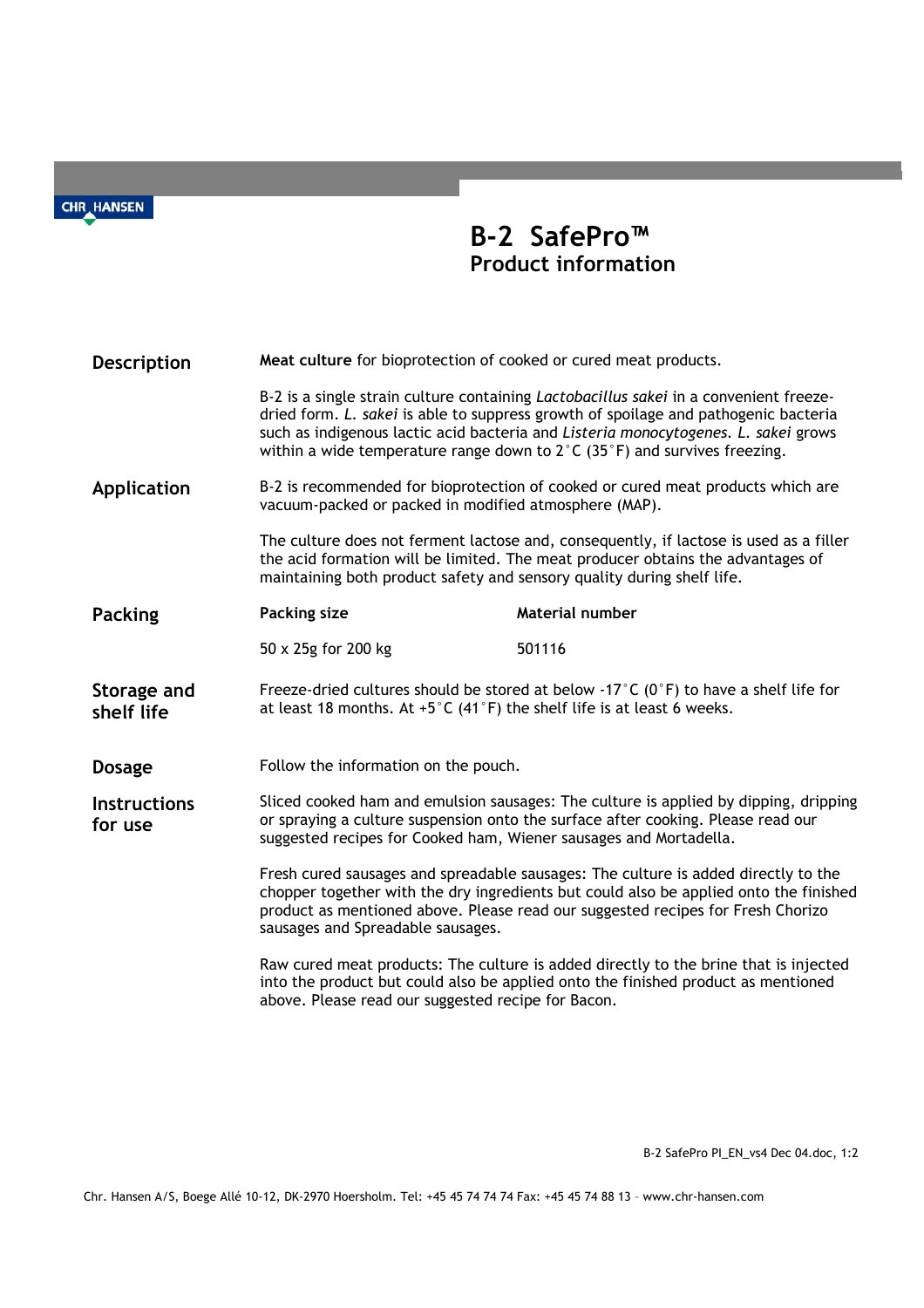CHR. HANSEN

# B-2 SafePro™
## Product information

### Description

**Meat culture** for bioprotection of cooked or cured meat products.

B-2 is a single strain culture containing *Lactobacillus sakei* in a convenient freeze-dried form. *L. sakei* is able to suppress growth of spoilage and pathogenic bacteria such as indigenous lactic acid bacteria and *Listeria monocytogenes*. *L. sakei* grows within a wide temperature range down to 2°C (35°F) and survives freezing.

### Application

B-2 is recommended for bioprotection of cooked or cured meat products which are vacuum-packed or packed in modified atmosphere (MAP).

The culture does not ferment lactose and, consequently, if lactose is used as a filler the acid formation will be limited. The meat producer obtains the advantages of maintaining both product safety and sensory quality during shelf life.

### Packing

| Packing size | Material number |
| --- | --- |
| 50 x 25g for 200 kg | 501116 |

### Storage and shelf life

Freeze-dried cultures should be stored at below -17°C (0°F) to have a shelf life for at least 18 months. At +5°C (41°F) the shelf life is at least 6 weeks.

### Dosage

Follow the information on the pouch.

### Instructions for use

Sliced cooked ham and emulsion sausages: The culture is applied by dipping, dripping or spraying a culture suspension onto the surface after cooking. Please read our suggested recipes for Cooked ham, Wiener sausages and Mortadella.

Fresh cured sausages and spreadable sausages: The culture is added directly to the chopper together with the dry ingredients but could also be applied onto the finished product as mentioned above. Please read our suggested recipes for Fresh Chorizo sausages and Spreadable sausages.

Raw cured meat products: The culture is added directly to the brine that is injected into the product but could also be applied onto the finished product as mentioned above. Please read our suggested recipe for Bacon.

B-2 SafePro PI_EN_vs4 Dec 04.doc, 1:2

Chr. Hansen A/S, Boege Allé 10-12, DK-2970 Hoersholm. Tel: +45 45 74 74 74 Fax: +45 45 74 88 13 – www.chr-hansen.com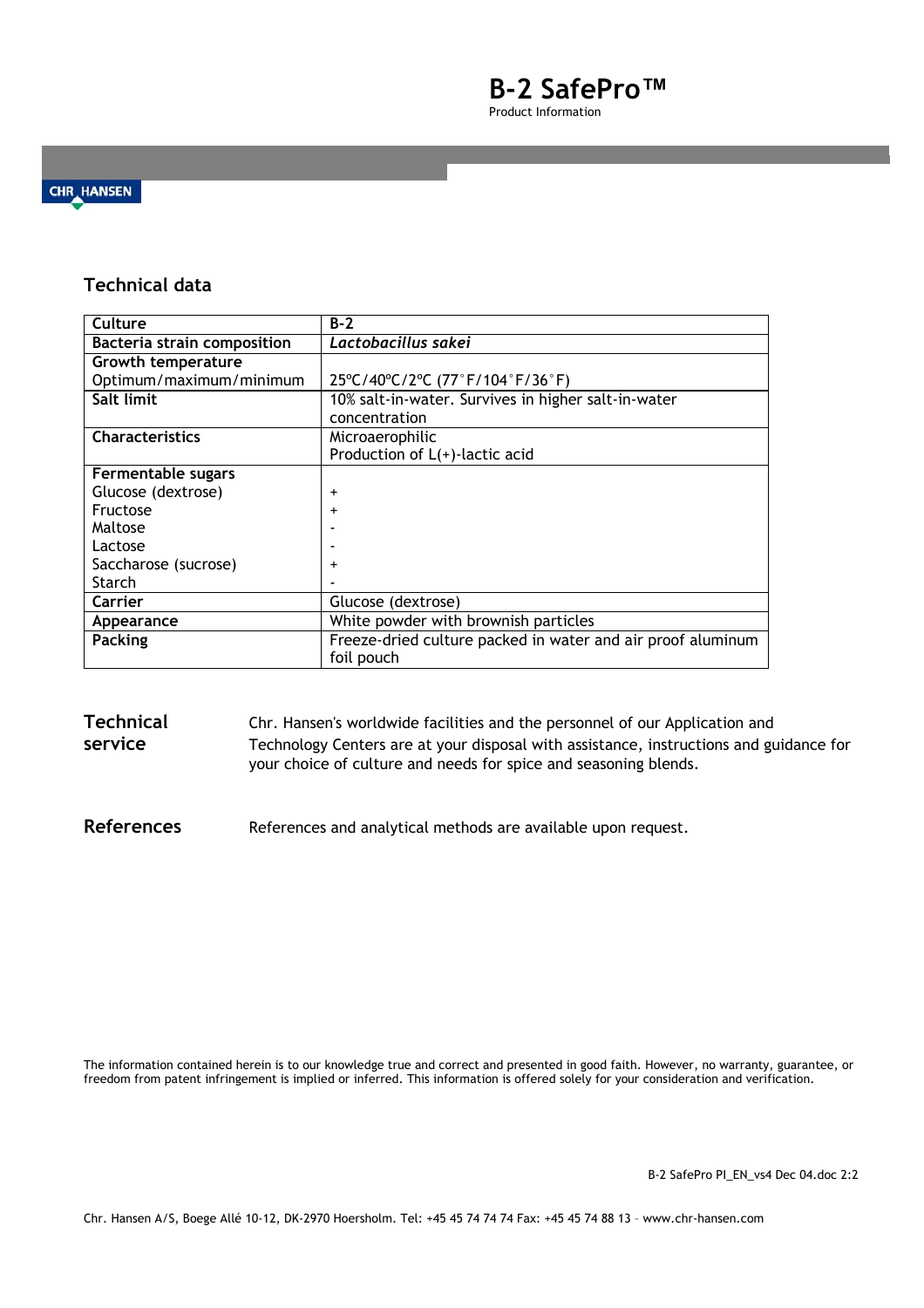## Technical data

| | |
|---|---|
| **Culture** | **B-2** |
| **Bacteria strain composition** | ***Lactobacillus sakei*** |
| **Growth temperature** Optimum/maximum/minimum | 25ºC/40ºC/2ºC (77˚F/104˚F/36˚F) |
| **Salt limit** | 10% salt-in-water. Survives in higher salt-in-water concentration |
| **Characteristics** | Microaerophilic Production of L(+)-lactic acid |
| **Fermentable sugars** | |
| Glucose (dextrose) | + |
| Fructose | + |
| Maltose | - |
| Lactose | - |
| Saccharose (sucrose) | + |
| Starch | - |
| **Carrier** | Glucose (dextrose) |
| **Appearance** | White powder with brownish particles |
| **Packing** | Freeze-dried culture packed in water and air proof aluminum foil pouch |

**Technical service**

Chr. Hansen's worldwide facilities and the personnel of our Application and Technology Centers are at your disposal with assistance, instructions and guidance for your choice of culture and needs for spice and seasoning blends.

**References**

References and analytical methods are available upon request.

The information contained herein is to our knowledge true and correct and presented in good faith. However, no warranty, guarantee, or freedom from patent infringement is implied or inferred. This information is offered solely for your consideration and verification.

Chr. Hansen A/S, Boege Allé 10-12, DK-2970 Hoersholm. Tel: +45 45 74 74 74 Fax: +45 45 74 88 13 – www.chr-hansen.com